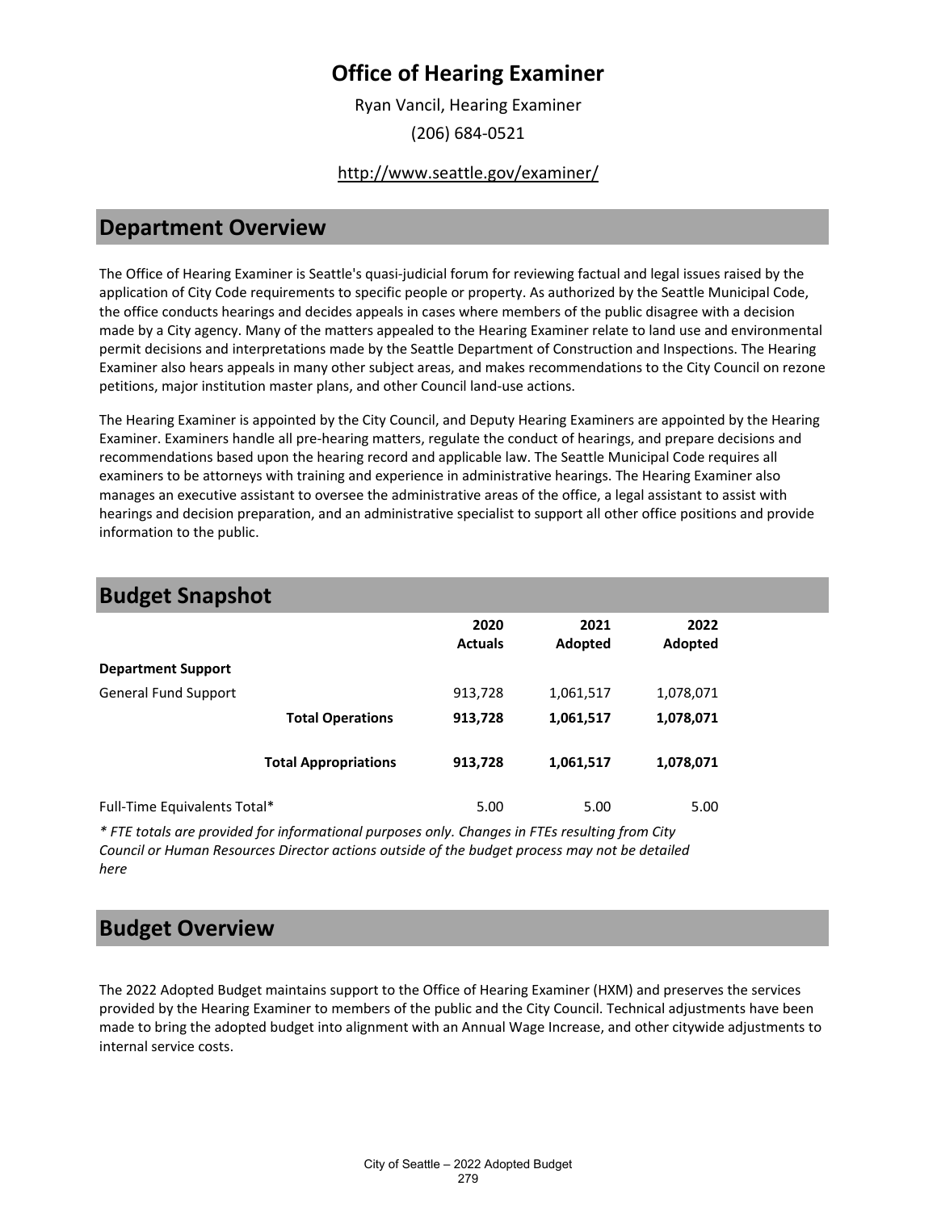# Office of Hearing Examiner

Ryan Vancil, Hearing Examiner

(206) 684-0521

http://www.seattle.gov/examiner/

## Department Overview

The Office of Hearing Examiner is Seattle's quasi-judicial forum for reviewing factual and legal issues raised by the application of City Code requirements to specific people or property. As authorized by the Seattle Municipal Code, the office conducts hearings and decides appeals in cases where members of the public disagree with a decision made by a City agency. Many of the matters appealed to the Hearing Examiner relate to land use and environmental permit decisions and interpretations made by the Seattle Department of Construction and Inspections. The Hearing Examiner also hears appeals in many other subject areas, and makes recommendations to the City Council on rezone petitions, major institution master plans, and other Council land-use actions.

The Hearing Examiner is appointed by the City Council, and Deputy Hearing Examiners are appointed by the Hearing Examiner. Examiners handle all pre-hearing matters, regulate the conduct of hearings, and prepare decisions and recommendations based upon the hearing record and applicable law. The Seattle Municipal Code requires all examiners to be attorneys with training and experience in administrative hearings. The Hearing Examiner also manages an executive assistant to oversee the administrative areas of the office, a legal assistant to assist with hearings and decision preparation, and an administrative specialist to support all other office positions and provide information to the public.

## Budget Snapshot

| | 2020 Actuals | 2021 Adopted | 2022 Adopted |
|---|---|---|---|
| **Department Support** | | | |
| General Fund Support | 913,728 | 1,061,517 | 1,078,071 |
| **Total Operations** | **913,728** | **1,061,517** | **1,078,071** |
| **Total Appropriations** | **913,728** | **1,061,517** | **1,078,071** |
| Full-Time Equivalents Total* | 5.00 | 5.00 | 5.00 |

*\* FTE totals are provided for informational purposes only. Changes in FTEs resulting from City Council or Human Resources Director actions outside of the budget process may not be detailed here*

## Budget Overview

The 2022 Adopted Budget maintains support to the Office of Hearing Examiner (HXM) and preserves the services provided by the Hearing Examiner to members of the public and the City Council. Technical adjustments have been made to bring the adopted budget into alignment with an Annual Wage Increase, and other citywide adjustments to internal service costs.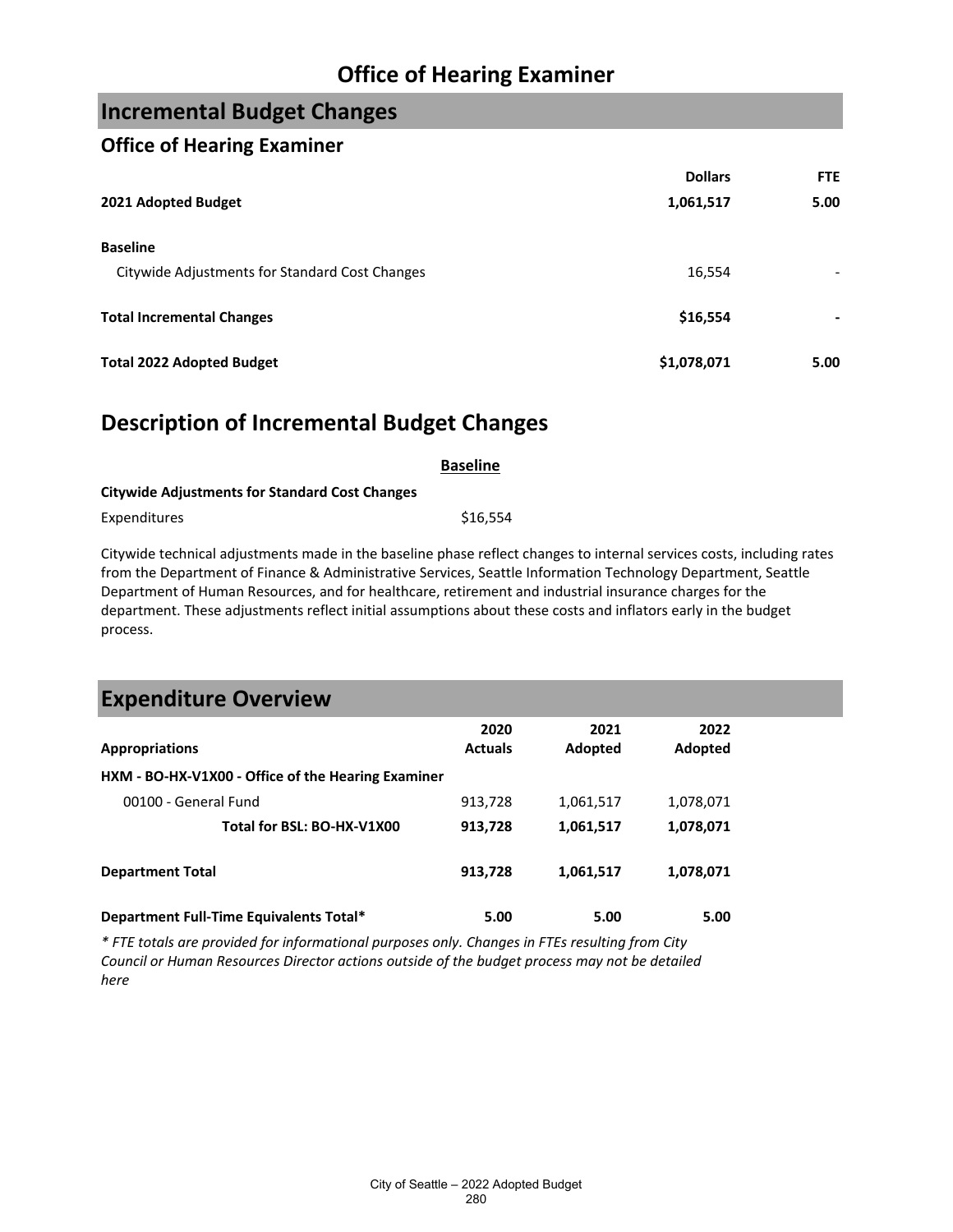# Office of Hearing Examiner

## Incremental Budget Changes

### Office of Hearing Examiner

| | Dollars | FTE |
|---|---|---|
| **2021 Adopted Budget** | **1,061,517** | **5.00** |
| **Baseline** | | |
| Citywide Adjustments for Standard Cost Changes | 16,554 | - |
| **Total Incremental Changes** | **$16,554** | **-** |
| **Total 2022 Adopted Budget** | **$1,078,071** | **5.00** |

## Description of Incremental Budget Changes

**Baseline**

**Citywide Adjustments for Standard Cost Changes**

| | |
|---|---|
| Expenditures | $16,554 |

Citywide technical adjustments made in the baseline phase reflect changes to internal services costs, including rates from the Department of Finance & Administrative Services, Seattle Information Technology Department, Seattle Department of Human Resources, and for healthcare, retirement and industrial insurance charges for the department. These adjustments reflect initial assumptions about these costs and inflators early in the budget process.

## Expenditure Overview

| Appropriations | 2020 Actuals | 2021 Adopted | 2022 Adopted |
|---|---|---|---|
| **HXM - BO-HX-V1X00 - Office of the Hearing Examiner** | | | |
| 00100 - General Fund | 913,728 | 1,061,517 | 1,078,071 |
| **Total for BSL: BO-HX-V1X00** | **913,728** | **1,061,517** | **1,078,071** |
| **Department Total** | **913,728** | **1,061,517** | **1,078,071** |
| **Department Full-Time Equivalents Total*** | **5.00** | **5.00** | **5.00** |

*\* FTE totals are provided for informational purposes only. Changes in FTEs resulting from City Council or Human Resources Director actions outside of the budget process may not be detailed here*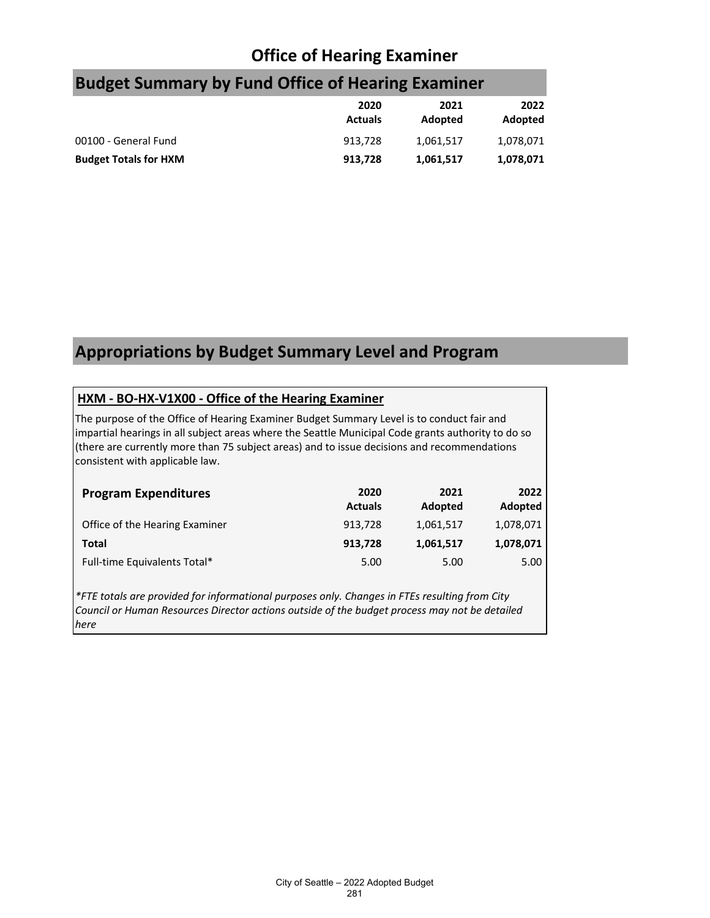# Office of Hearing Examiner

## Budget Summary by Fund Office of Hearing Examiner

| | 2020 Actuals | 2021 Adopted | 2022 Adopted |
|---|---|---|---|
| 00100 - General Fund | 913,728 | 1,061,517 | 1,078,071 |
| **Budget Totals for HXM** | **913,728** | **1,061,517** | **1,078,071** |

## Appropriations by Budget Summary Level and Program

### HXM - BO-HX-V1X00 - Office of the Hearing Examiner

The purpose of the Office of Hearing Examiner Budget Summary Level is to conduct fair and impartial hearings in all subject areas where the Seattle Municipal Code grants authority to do so (there are currently more than 75 subject areas) and to issue decisions and recommendations consistent with applicable law.

| **Program Expenditures** | 2020 Actuals | 2021 Adopted | 2022 Adopted |
|---|---|---|---|
| Office of the Hearing Examiner | 913,728 | 1,061,517 | 1,078,071 |
| **Total** | **913,728** | **1,061,517** | **1,078,071** |
| Full-time Equivalents Total* | 5.00 | 5.00 | 5.00 |

*\*FTE totals are provided for informational purposes only. Changes in FTEs resulting from City Council or Human Resources Director actions outside of the budget process may not be detailed here*